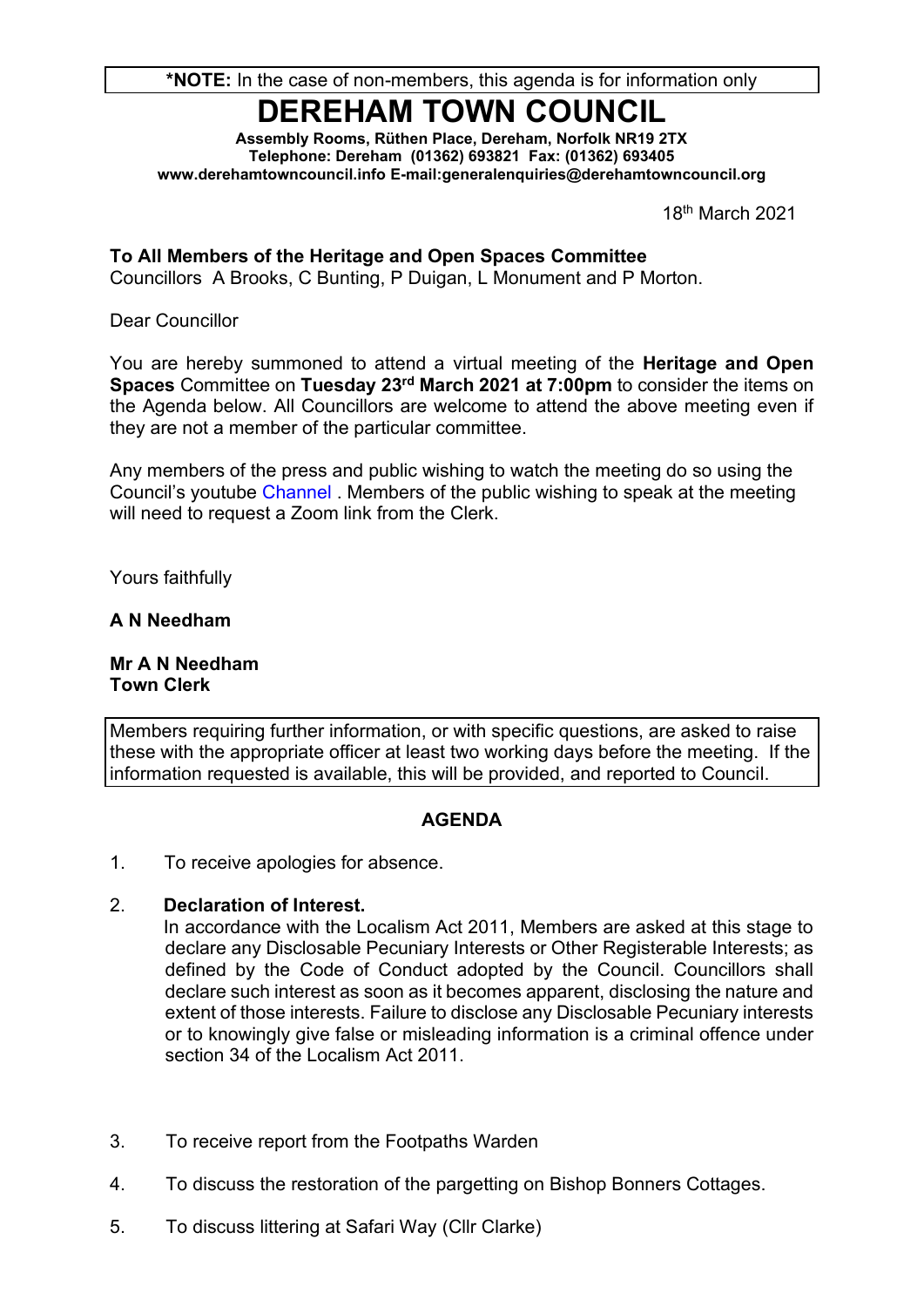**\*NOTE:** In the case of non-members, this agenda is for information only

# DEREHAM TOWN COUNCIL

**Assembly Rooms, Rüthen Place, Dereham, Norfolk NR19 2TX**
**Telephone: Dereham (01362) 693821 Fax: (01362) 693405**
**www.derehamtowncouncil.info E-mail:generalenquiries@derehamtowncouncil.org**

18th March 2021

**To All Members of the Heritage and Open Spaces Committee**
Councillors A Brooks, C Bunting, P Duigan, L Monument and P Morton.

Dear Councillor

You are hereby summoned to attend a virtual meeting of the **Heritage and Open Spaces** Committee on **Tuesday 23rd March 2021 at 7:00pm** to consider the items on the Agenda below. All Councillors are welcome to attend the above meeting even if they are not a member of the particular committee.

Any members of the press and public wishing to watch the meeting do so using the Council's youtube Channel . Members of the public wishing to speak at the meeting will need to request a Zoom link from the Clerk.

Yours faithfully

**A N Needham**

**Mr A N Needham**
**Town Clerk**

Members requiring further information, or with specific questions, are asked to raise these with the appropriate officer at least two working days before the meeting. If the information requested is available, this will be provided, and reported to Council.

## AGENDA

1. To receive apologies for absence.

2. **Declaration of Interest.**
   In accordance with the Localism Act 2011, Members are asked at this stage to declare any Disclosable Pecuniary Interests or Other Registerable Interests; as defined by the Code of Conduct adopted by the Council. Councillors shall declare such interest as soon as it becomes apparent, disclosing the nature and extent of those interests. Failure to disclose any Disclosable Pecuniary interests or to knowingly give false or misleading information is a criminal offence under section 34 of the Localism Act 2011.

3. To receive report from the Footpaths Warden

4. To discuss the restoration of the pargetting on Bishop Bonners Cottages.

5. To discuss littering at Safari Way (Cllr Clarke)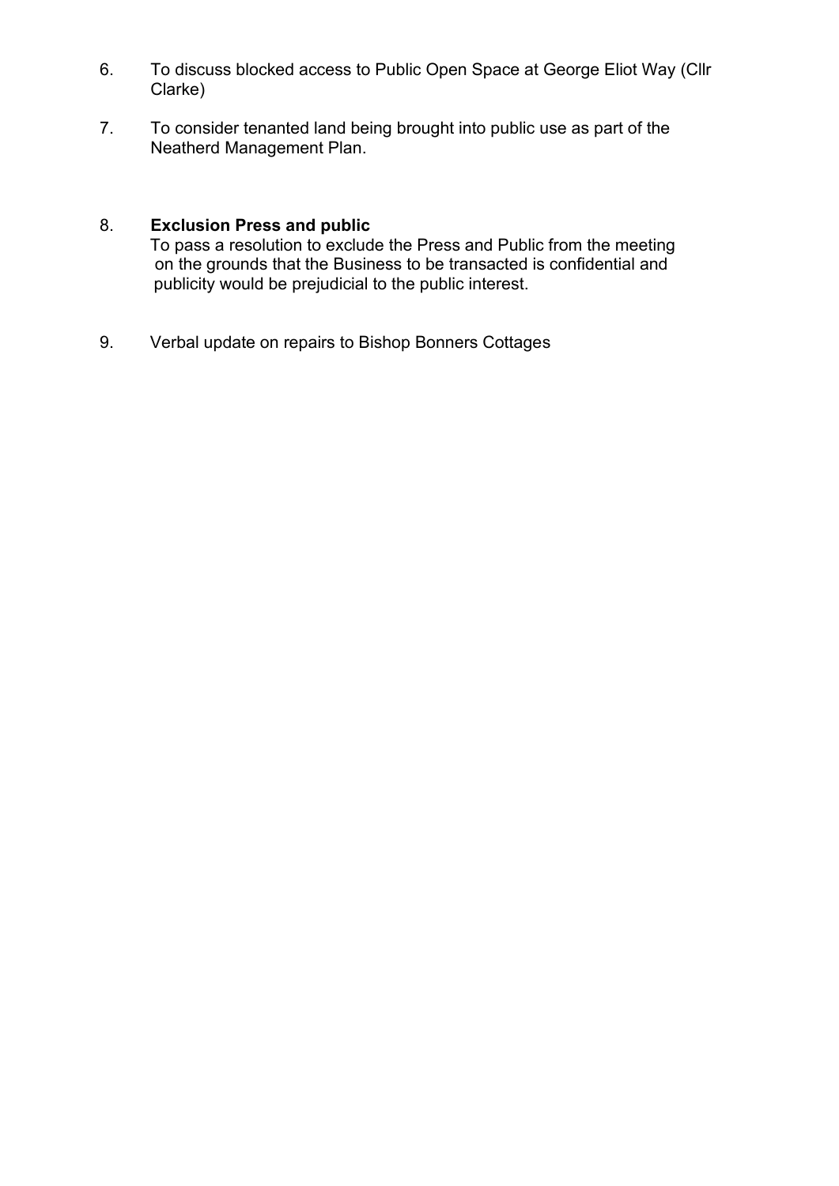6. To discuss blocked access to Public Open Space at George Eliot Way (Cllr Clarke)

7. To consider tenanted land being brought into public use as part of the Neatherd Management Plan.

8. **Exclusion Press and public**
   To pass a resolution to exclude the Press and Public from the meeting on the grounds that the Business to be transacted is confidential and publicity would be prejudicial to the public interest.

9. Verbal update on repairs to Bishop Bonners Cottages